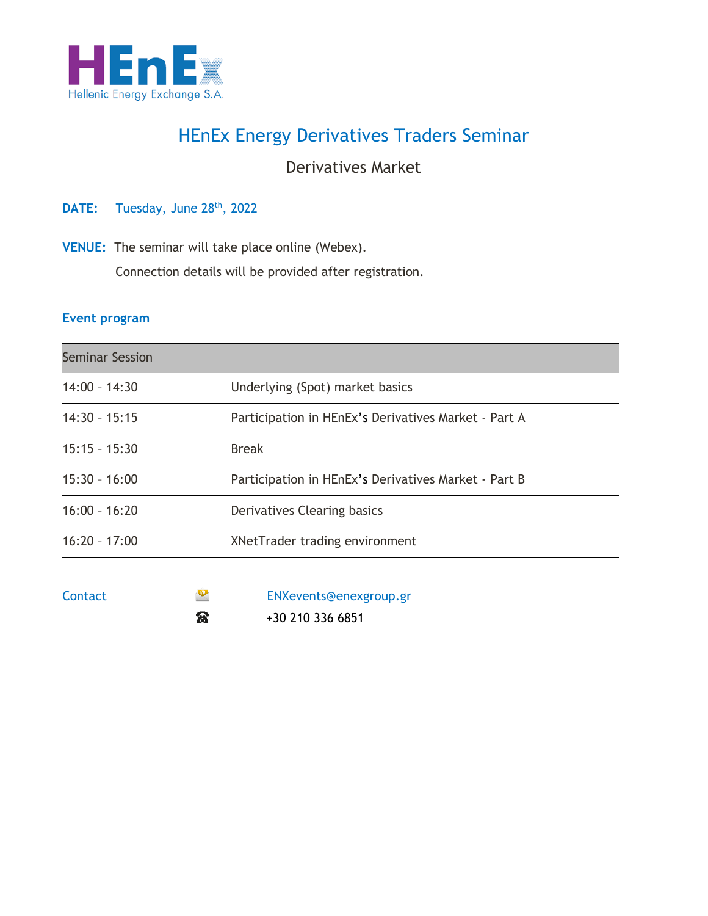HEnEx
Hellenic Energy Exchange S.A.

# HEnEx Energy Derivatives Traders Seminar

## Derivatives Market

**DATE:** Tuesday, June 28th, 2022

**VENUE:** The seminar will take place online (Webex).
Connection details will be provided after registration.

### Event program

| Seminar Session | |
|---|---|
| 14:00 – 14:30 | Underlying (Spot) market basics |
| 14:30 – 15:15 | Participation in HEnEx's Derivatives Market - Part A |
| 15:15 – 15:30 | Break |
| 15:30 – 16:00 | Participation in HEnEx's Derivatives Market - Part B |
| 16:00 – 16:20 | Derivatives Clearing basics |
| 16:20 – 17:00 | XNetTrader trading environment |

Contact

ENXevents@enexgroup.gr

+30 210 336 6851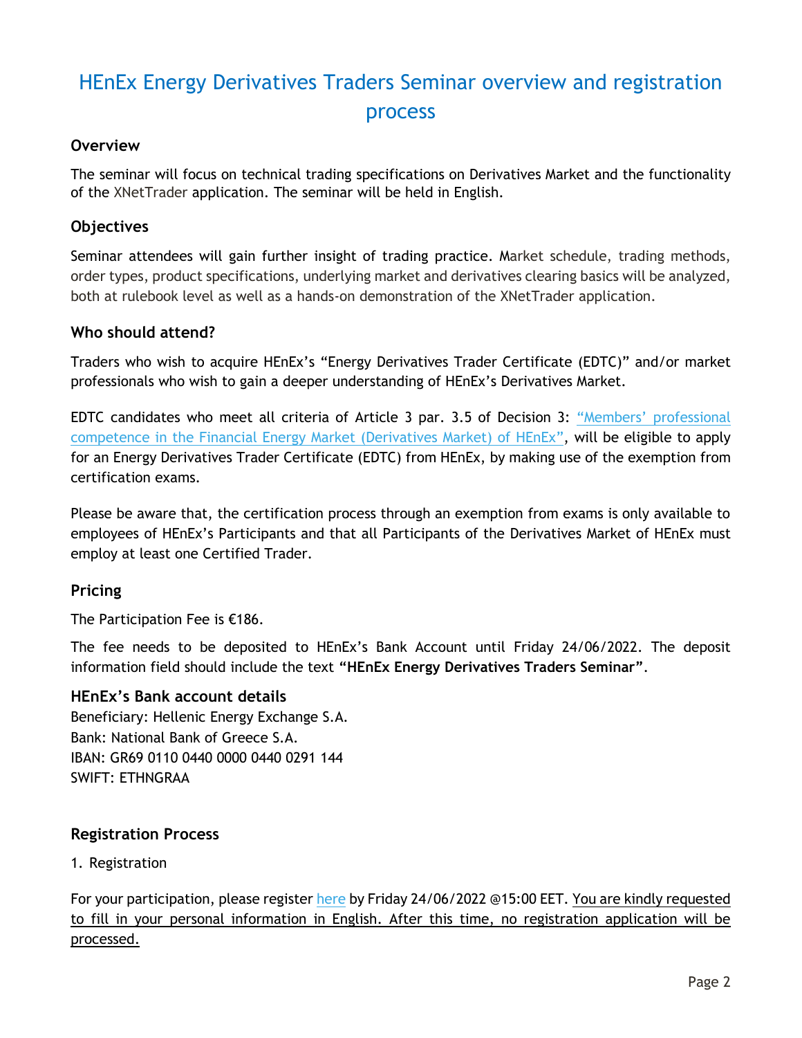# HEnEx Energy Derivatives Traders Seminar overview and registration process

### Overview

The seminar will focus on technical trading specifications on Derivatives Market and the functionality of the XNetTrader application. The seminar will be held in English.

### Objectives

Seminar attendees will gain further insight of trading practice. Market schedule, trading methods, order types, product specifications, underlying market and derivatives clearing basics will be analyzed, both at rulebook level as well as a hands-on demonstration of the XNetTrader application.

### Who should attend?

Traders who wish to acquire HEnEx's "Energy Derivatives Trader Certificate (EDTC)" and/or market professionals who wish to gain a deeper understanding of HEnEx's Derivatives Market.

EDTC candidates who meet all criteria of Article 3 par. 3.5 of Decision 3: "Members' professional competence in the Financial Energy Market (Derivatives Market) of HEnEx", will be eligible to apply for an Energy Derivatives Trader Certificate (EDTC) from HEnEx, by making use of the exemption from certification exams.

Please be aware that, the certification process through an exemption from exams is only available to employees of HEnEx's Participants and that all Participants of the Derivatives Market of HEnEx must employ at least one Certified Trader.

### Pricing

The Participation Fee is €186.

The fee needs to be deposited to HEnEx's Bank Account until Friday 24/06/2022. The deposit information field should include the text **"HEnEx Energy Derivatives Traders Seminar"**.

### HEnEx's Bank account details

Beneficiary: Hellenic Energy Exchange S.A.
Bank: National Bank of Greece S.A.
IBAN: GR69 0110 0440 0000 0440 0291 144
SWIFT: ETHNGRAA

### Registration Process

1. Registration

For your participation, please register here by Friday 24/06/2022 @15:00 EET. You are kindly requested to fill in your personal information in English. After this time, no registration application will be processed.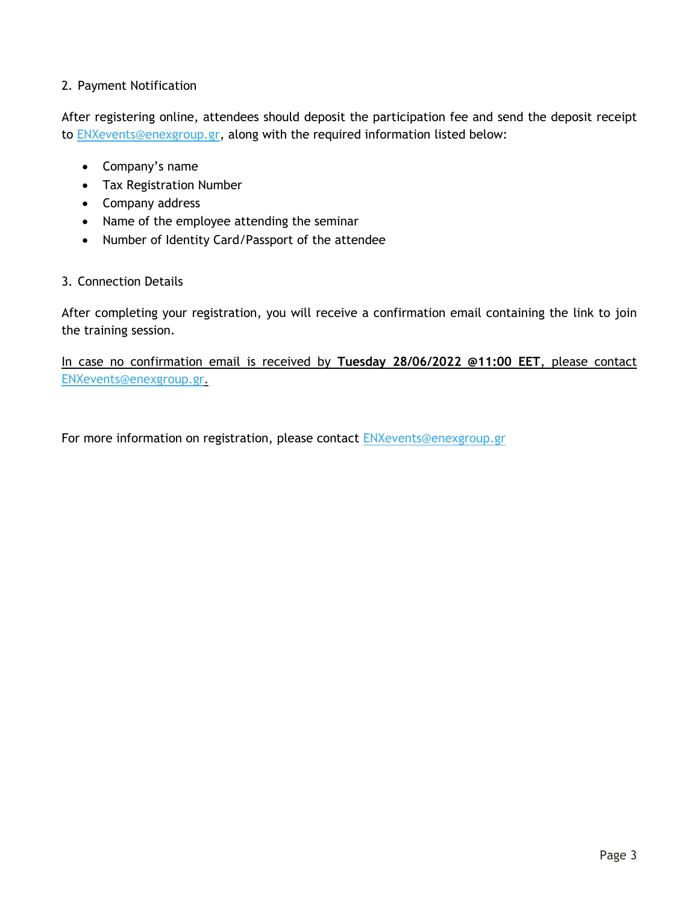2. Payment Notification

After registering online, attendees should deposit the participation fee and send the deposit receipt to ENXevents@enexgroup.gr, along with the required information listed below:

- Company's name
- Tax Registration Number
- Company address
- Name of the employee attending the seminar
- Number of Identity Card/Passport of the attendee

3. Connection Details

After completing your registration, you will receive a confirmation email containing the link to join the training session.

In case no confirmation email is received by **Tuesday 28/06/2022 @11:00 EET**, please contact ENXevents@enexgroup.gr.

For more information on registration, please contact ENXevents@enexgroup.gr